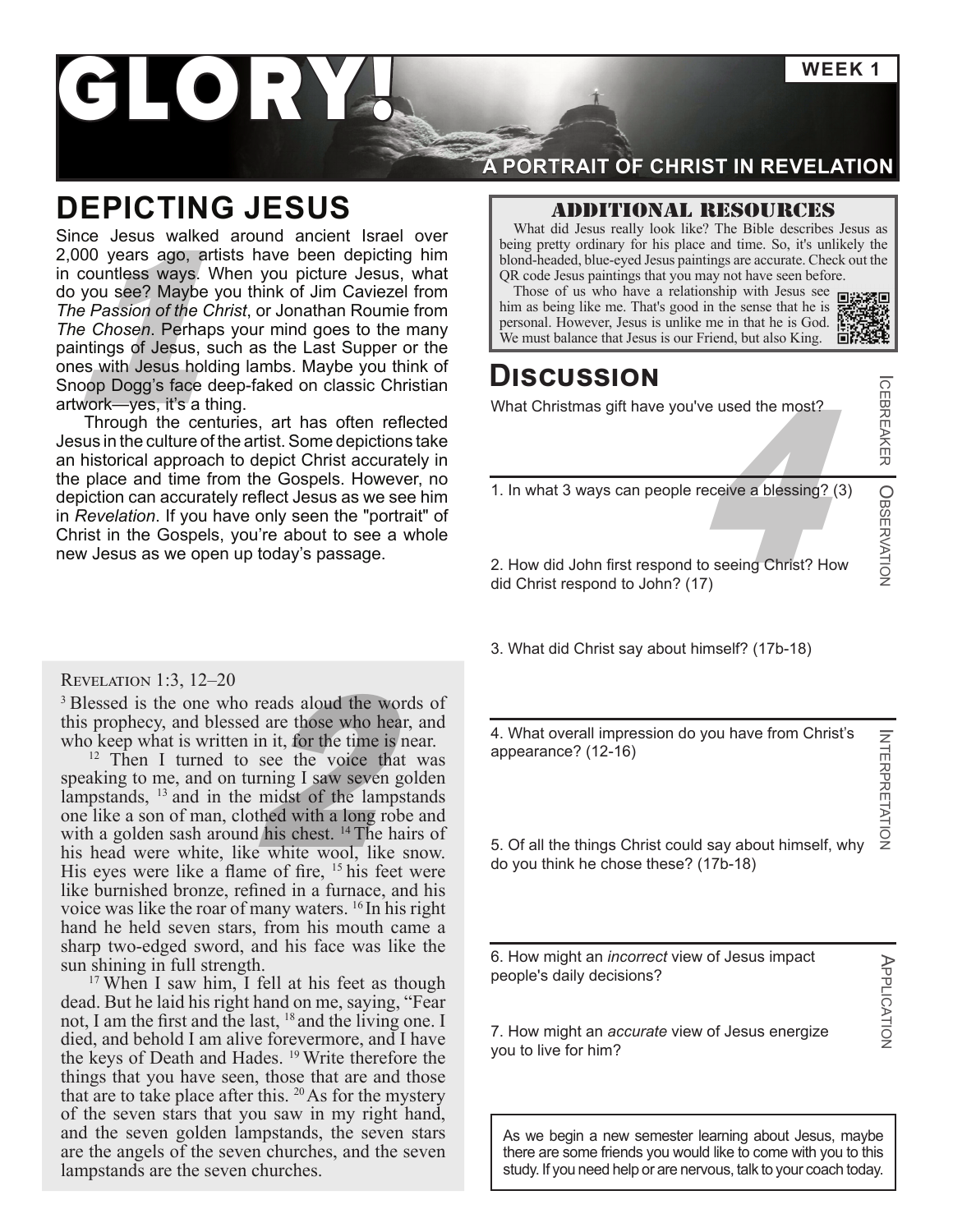# GLORY!

**WEEK 1**

**A PORTRAIT OF CHRIST IN REVELATION**

## DEPICTING JESUS

Since Jesus walked around ancient Israel over 2,000 years ago, artists have been depicting him in countless ways. When you picture Jesus, what do you see? Maybe you think of Jim Caviezel from *The Passion of the Christ*, or Jonathan Roumie from *The Chosen*. Perhaps your mind goes to the many paintings of Jesus, such as the Last Supper or the ones with Jesus holding lambs. Maybe you think of Snoop Dogg's face deep-faked on classic Christian artwork—yes, it's a thing.

Through the centuries, art has often reflected Jesus in the culture of the artist. Some depictions take an historical approach to depict Christ accurately in the place and time from the Gospels. However, no depiction can accurately reflect Jesus as we see him in *Revelation*. If you have only seen the "portrait" of Christ in the Gospels, you're about to see a whole new Jesus as we open up today's passage.

### Revelation 1:3, 12–20

[3] Blessed is the one who reads aloud the words of this prophecy, and blessed are those who hear, and who keep what is written in it, for the time is near.

[12] Then I turned to see the voice that was speaking to me, and on turning I saw seven golden lampstands, [13] and in the midst of the lampstands one like a son of man, clothed with a long robe and with a golden sash around his chest. [14] The hairs of his head were white, like white wool, like snow. His eyes were like a flame of fire, [15] his feet were like burnished bronze, refined in a furnace, and his voice was like the roar of many waters. [16] In his right hand he held seven stars, from his mouth came a sharp two-edged sword, and his face was like the sun shining in full strength.

[17] When I saw him, I fell at his feet as though dead. But he laid his right hand on me, saying, "Fear not, I am the first and the last, [18] and the living one. I died, and behold I am alive forevermore, and I have the keys of Death and Hades. [19] Write therefore the things that you have seen, those that are and those that are to take place after this. [20] As for the mystery of the seven stars that you saw in my right hand, and the seven golden lampstands, the seven stars are the angels of the seven churches, and the seven lampstands are the seven churches.

### ADDITIONAL RESOURCES

What did Jesus really look like? The Bible describes Jesus as being pretty ordinary for his place and time. So, it's unlikely the blond-headed, blue-eyed Jesus paintings are accurate. Check out the QR code Jesus paintings that you may not have seen before.

Those of us who have a relationship with Jesus see him as being like me. That's good in the sense that he is personal. However, Jesus is unlike me in that he is God. We must balance that Jesus is our Friend, but also King.

## Discussion

**Icebreaker**

What Christmas gift have you've used the most?

**Observation**

1. In what 3 ways can people receive a blessing? (3)

2. How did John first respond to seeing Christ? How did Christ respond to John? (17)

3. What did Christ say about himself? (17b-18)

**Interpretation**

4. What overall impression do you have from Christ's appearance? (12-16)

5. Of all the things Christ could say about himself, why do you think he chose these? (17b-18)

**Application**

6. How might an *incorrect* view of Jesus impact people's daily decisions?

7. How might an *accurate* view of Jesus energize you to live for him?

As we begin a new semester learning about Jesus, maybe there are some friends you would like to come with you to this study. If you need help or are nervous, talk to your coach today.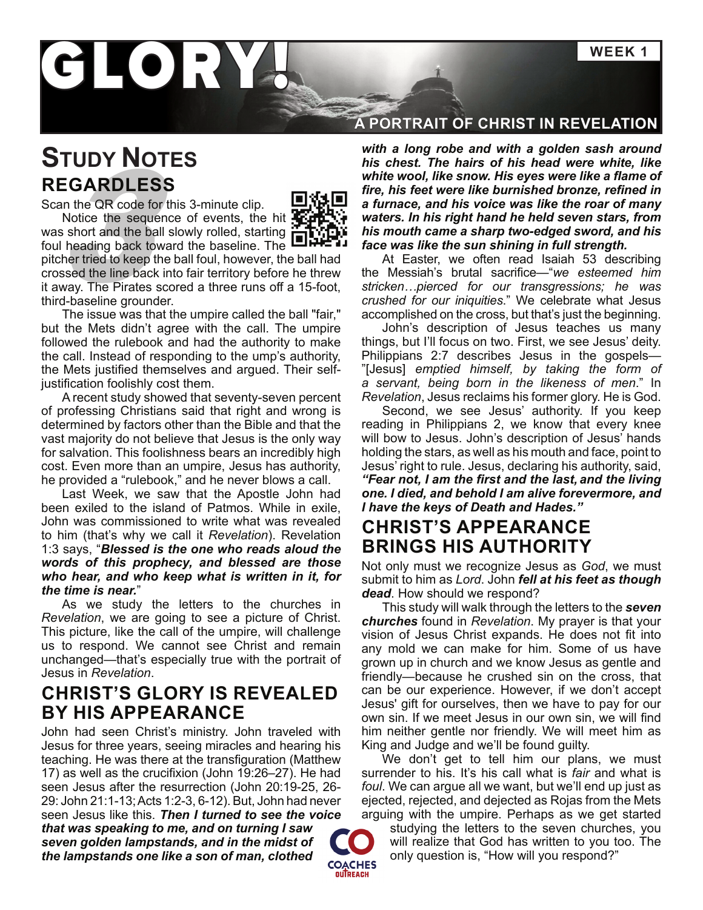# GLORY!

WEEK 1

A PORTRAIT OF CHRIST IN REVELATION

## Study Notes

### REGARDLESS

Scan the QR code for this 3-minute clip.

Notice the sequence of events, the hit was short and the ball slowly rolled, starting foul heading back toward the baseline. The pitcher tried to keep the ball foul, however, the ball had crossed the line back into fair territory before he threw it away. The Pirates scored a three runs off a 15-foot, third-baseline grounder.

The issue was that the umpire called the ball "fair," but the Mets didn't agree with the call. The umpire followed the rulebook and had the authority to make the call. Instead of responding to the ump's authority, the Mets justified themselves and argued. Their self-justification foolishly cost them.

A recent study showed that seventy-seven percent of professing Christians said that right and wrong is determined by factors other than the Bible and that the vast majority do not believe that Jesus is the only way for salvation. This foolishness bears an incredibly high cost. Even more than an umpire, Jesus has authority, he provided a "rulebook," and he never blows a call.

Last Week, we saw that the Apostle John had been exiled to the island of Patmos. While in exile, John was commissioned to write what was revealed to him (that's why we call it *Revelation*). Revelation 1:3 says, "***Blessed is the one who reads aloud the words of this prophecy, and blessed are those who hear, and who keep what is written in it, for the time is near.***"

As we study the letters to the churches in *Revelation*, we are going to see a picture of Christ. This picture, like the call of the umpire, will challenge us to respond. We cannot see Christ and remain unchanged—that's especially true with the portrait of Jesus in *Revelation*.

### CHRIST'S GLORY IS REVEALED BY HIS APPEARANCE

John had seen Christ's ministry. John traveled with Jesus for three years, seeing miracles and hearing his teaching. He was there at the transfiguration (Matthew 17) as well as the crucifixion (John 19:26–27). He had seen Jesus after the resurrection (John 20:19-25, 26-29: John 21:1-13; Acts 1:2-3, 6-12). But, John had never seen Jesus like this. ***Then I turned to see the voice that was speaking to me, and on turning I saw seven golden lampstands, and in the midst of the lampstands one like a son of man, clothed with a long robe and with a golden sash around his chest. The hairs of his head were white, like white wool, like snow. His eyes were like a flame of fire, his feet were like burnished bronze, refined in a furnace, and his voice was like the roar of many waters. In his right hand he held seven stars, from his mouth came a sharp two-edged sword, and his face was like the sun shining in full strength.***

At Easter, we often read Isaiah 53 describing the Messiah's brutal sacrifice—"*we esteemed him stricken…pierced for our transgressions; he was crushed for our iniquities*." We celebrate what Jesus accomplished on the cross, but that's just the beginning.

John's description of Jesus teaches us many things, but I'll focus on two. First, we see Jesus' deity. Philippians 2:7 describes Jesus in the gospels—"[Jesus] *emptied himself, by taking the form of a servant, being born in the likeness of men*." In *Revelation*, Jesus reclaims his former glory. He is God.

Second, we see Jesus' authority. If you keep reading in Philippians 2, we know that every knee will bow to Jesus. John's description of Jesus' hands holding the stars, as well as his mouth and face, point to Jesus' right to rule. Jesus, declaring his authority, said, ***"Fear not, I am the first and the last, and the living one. I died, and behold I am alive forevermore, and I have the keys of Death and Hades."***

### CHRIST'S APPEARANCE BRINGS HIS AUTHORITY

Not only must we recognize Jesus as *God*, we must submit to him as *Lord*. John ***fell at his feet as though dead***. How should we respond?

This study will walk through the letters to the ***seven churches*** found in *Revelation*. My prayer is that your vision of Jesus Christ expands. He does not fit into any mold we can make for him. Some of us have grown up in church and we know Jesus as gentle and friendly—because he crushed sin on the cross, that can be our experience. However, if we don't accept Jesus' gift for ourselves, then we have to pay for our own sin. If we meet Jesus in our own sin, we will find him neither gentle nor friendly. We will meet him as King and Judge and we'll be found guilty.

We don't get to tell him our plans, we must surrender to his. It's his call what is *fair* and what is *foul*. We can argue all we want, but we'll end up just as ejected, rejected, and dejected as Rojas from the Mets arguing with the umpire. Perhaps as we get started studying the letters to the seven churches, you will realize that God has written to you too. The only question is, "How will you respond?"

COACHES OUTREACH